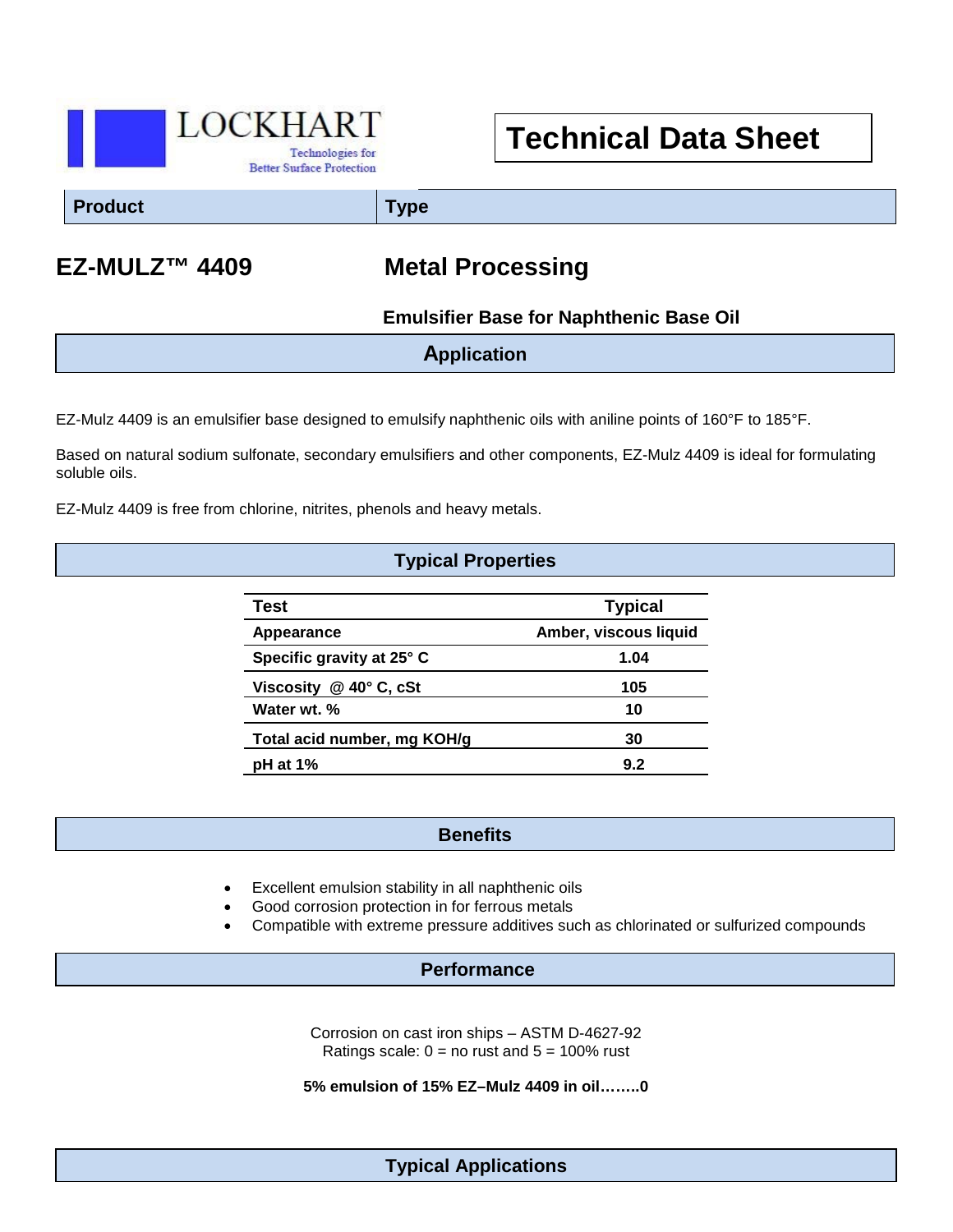LOCKHART

Technologies for Better Surface Protection

# Technical Data Sheet

| Product | Type |
| --- | --- |
| **EZ-MULZ™ 4409** | **Metal Processing** |
| | **Emulsifier Base for Naphthenic Base Oil** |

## Application

EZ-Mulz 4409 is an emulsifier base designed to emulsify naphthenic oils with aniline points of 160°F to 185°F.

Based on natural sodium sulfonate, secondary emulsifiers and other components, EZ-Mulz 4409 is ideal for formulating soluble oils.

EZ-Mulz 4409 is free from chlorine, nitrites, phenols and heavy metals.

## Typical Properties

| Test | Typical |
| --- | --- |
| Appearance | Amber, viscous liquid |
| Specific gravity at 25° C | 1.04 |
| Viscosity @ 40° C, cSt | 105 |
| Water wt. % | 10 |
| Total acid number, mg KOH/g | 30 |
| pH at 1% | 9.2 |

## Benefits

- Excellent emulsion stability in all naphthenic oils
- Good corrosion protection in for ferrous metals
- Compatible with extreme pressure additives such as chlorinated or sulfurized compounds

## Performance

Corrosion on cast iron ships – ASTM D-4627-92
Ratings scale: 0 = no rust and 5 = 100% rust

**5% emulsion of 15% EZ–Mulz 4409 in oil……..0**

## Typical Applications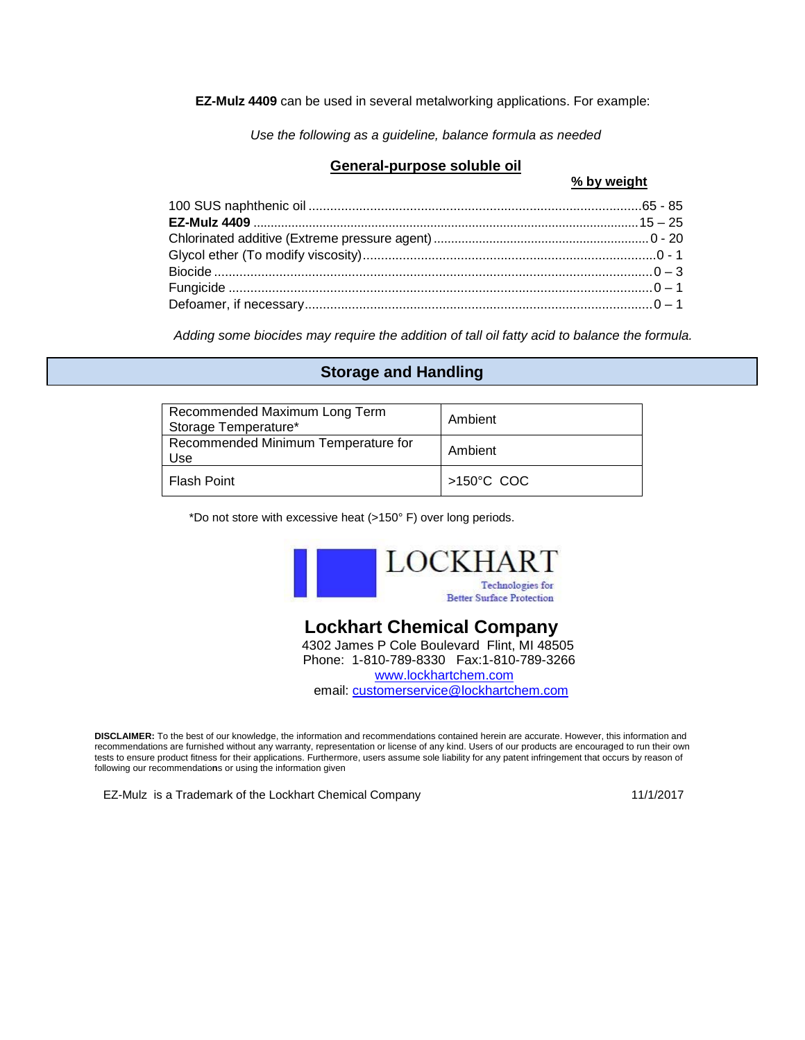**EZ-Mulz 4409** can be used in several metalworking applications. For example:

*Use the following as a guideline, balance formula as needed*

## General-purpose soluble oil

| | % by weight |
|---|---|
| 100 SUS naphthenic oil | 65 - 85 |
| **EZ-Mulz 4409** | 15 – 25 |
| Chlorinated additive (Extreme pressure agent) | 0 - 20 |
| Glycol ether (To modify viscosity) | 0 - 1 |
| Biocide | 0 – 3 |
| Fungicide | 0 – 1 |
| Defoamer, if necessary | 0 – 1 |

*Adding some biocides may require the addition of tall oil fatty acid to balance the formula.*

## Storage and Handling

| | |
|---|---|
| Recommended Maximum Long Term Storage Temperature* | Ambient |
| Recommended Minimum Temperature for Use | Ambient |
| Flash Point | >150°C COC |

*Do not store with excessive heat (>150° F) over long periods.

LOCKHART
Technologies for
Better Surface Protection

**Lockhart Chemical Company**
4302 James P Cole Boulevard Flint, MI 48505
Phone: 1-810-789-8330 Fax:1-810-789-3266
www.lockhartchem.com
email: customerservice@lockhartchem.com

**DISCLAIMER:** To the best of our knowledge, the information and recommendations contained herein are accurate. However, this information and recommendations are furnished without any warranty, representation or license of any kind. Users of our products are encouraged to run their own tests to ensure product fitness for their applications. Furthermore, users assume sole liability for any patent infringement that occurs by reason of following our recommendations or using the information given

EZ-Mulz is a Trademark of the Lockhart Chemical Company 11/1/2017